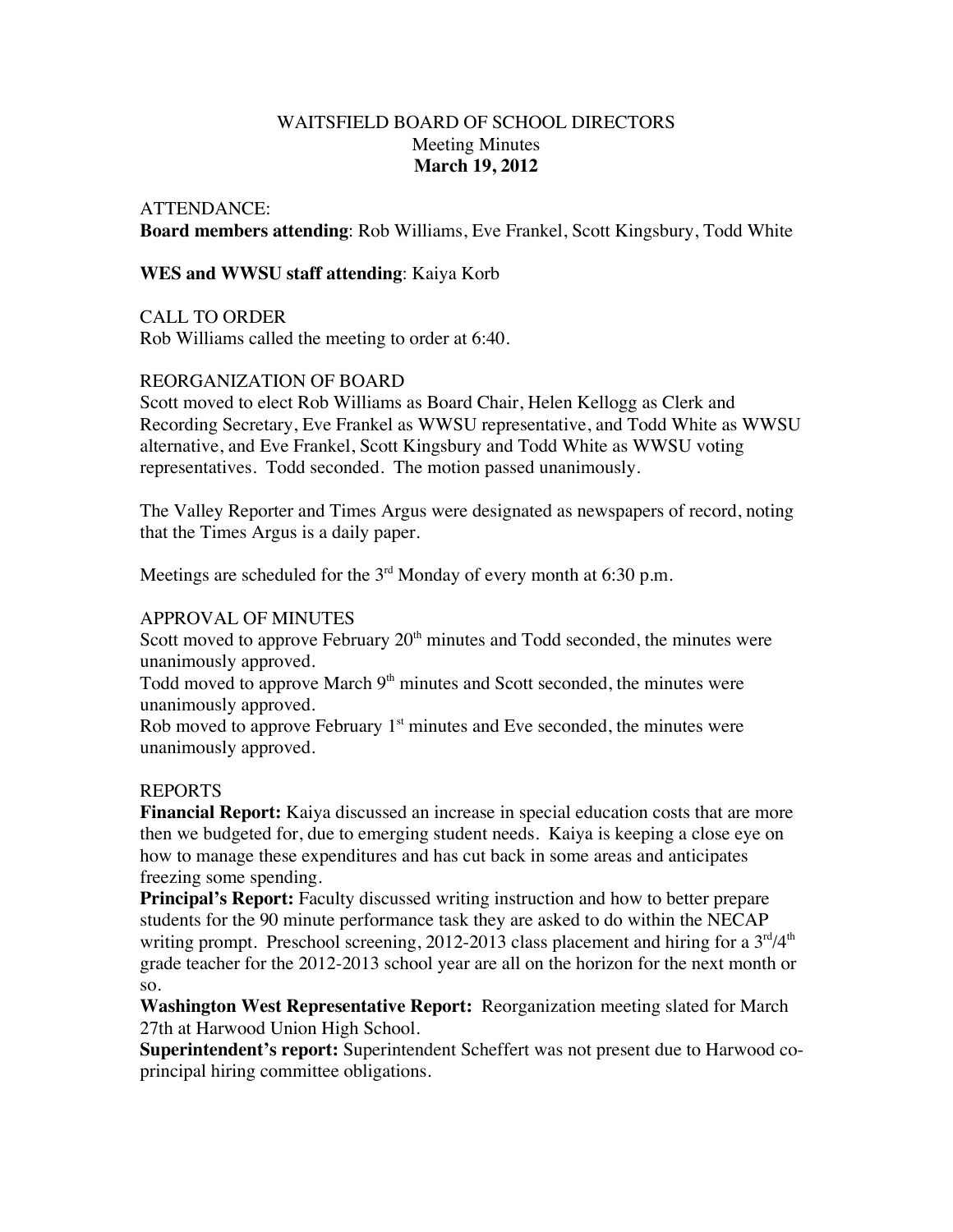# WAITSFIELD BOARD OF SCHOOL DIRECTORS

## Meeting Minutes

**March 19, 2012**

ATTENDANCE:

**Board members attending**: Rob Williams, Eve Frankel, Scott Kingsbury, Todd White

**WES and WWSU staff attending**: Kaiya Korb

CALL TO ORDER

Rob Williams called the meeting to order at 6:40.

REORGANIZATION OF BOARD

Scott moved to elect Rob Williams as Board Chair, Helen Kellogg as Clerk and Recording Secretary, Eve Frankel as WWSU representative, and Todd White as WWSU alternative, and Eve Frankel, Scott Kingsbury and Todd White as WWSU voting representatives. Todd seconded. The motion passed unanimously.

The Valley Reporter and Times Argus were designated as newspapers of record, noting that the Times Argus is a daily paper.

Meetings are scheduled for the 3rd Monday of every month at 6:30 p.m.

APPROVAL OF MINUTES

Scott moved to approve February 20th minutes and Todd seconded, the minutes were unanimously approved.

Todd moved to approve March 9th minutes and Scott seconded, the minutes were unanimously approved.

Rob moved to approve February 1st minutes and Eve seconded, the minutes were unanimously approved.

REPORTS

**Financial Report:** Kaiya discussed an increase in special education costs that are more then we budgeted for, due to emerging student needs. Kaiya is keeping a close eye on how to manage these expenditures and has cut back in some areas and anticipates freezing some spending.

**Principal's Report:** Faculty discussed writing instruction and how to better prepare students for the 90 minute performance task they are asked to do within the NECAP writing prompt. Preschool screening, 2012-2013 class placement and hiring for a 3rd/4th grade teacher for the 2012-2013 school year are all on the horizon for the next month or so.

**Washington West Representative Report:** Reorganization meeting slated for March 27th at Harwood Union High School.

**Superintendent's report:** Superintendent Scheffert was not present due to Harwood co-principal hiring committee obligations.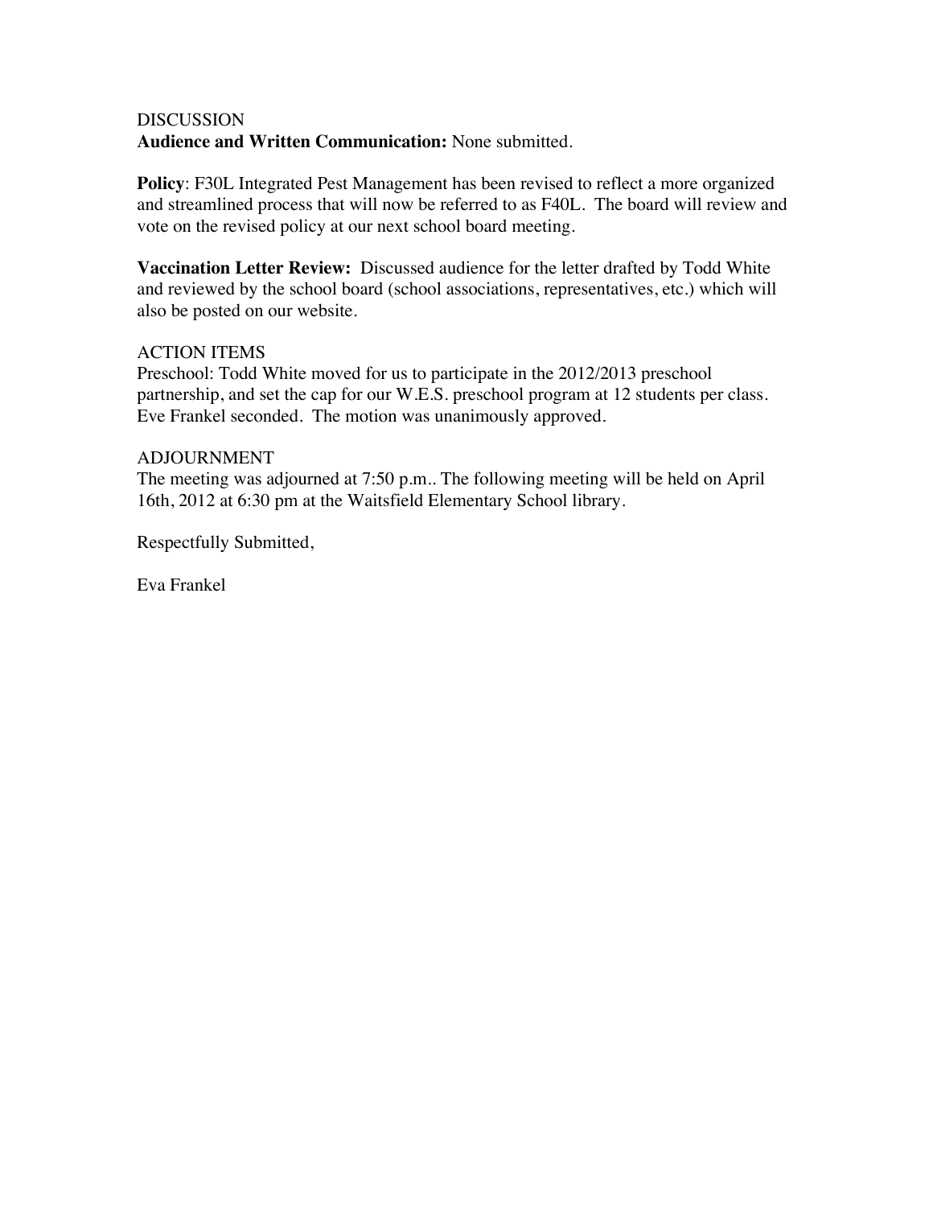DISCUSSION

**Audience and Written Communication:** None submitted.

**Policy**: F30L Integrated Pest Management has been revised to reflect a more organized and streamlined process that will now be referred to as F40L. The board will review and vote on the revised policy at our next school board meeting.

**Vaccination Letter Review:** Discussed audience for the letter drafted by Todd White and reviewed by the school board (school associations, representatives, etc.) which will also be posted on our website.

ACTION ITEMS

Preschool: Todd White moved for us to participate in the 2012/2013 preschool partnership, and set the cap for our W.E.S. preschool program at 12 students per class. Eve Frankel seconded. The motion was unanimously approved.

ADJOURNMENT

The meeting was adjourned at 7:50 p.m.. The following meeting will be held on April 16th, 2012 at 6:30 pm at the Waitsfield Elementary School library.

Respectfully Submitted,

Eva Frankel